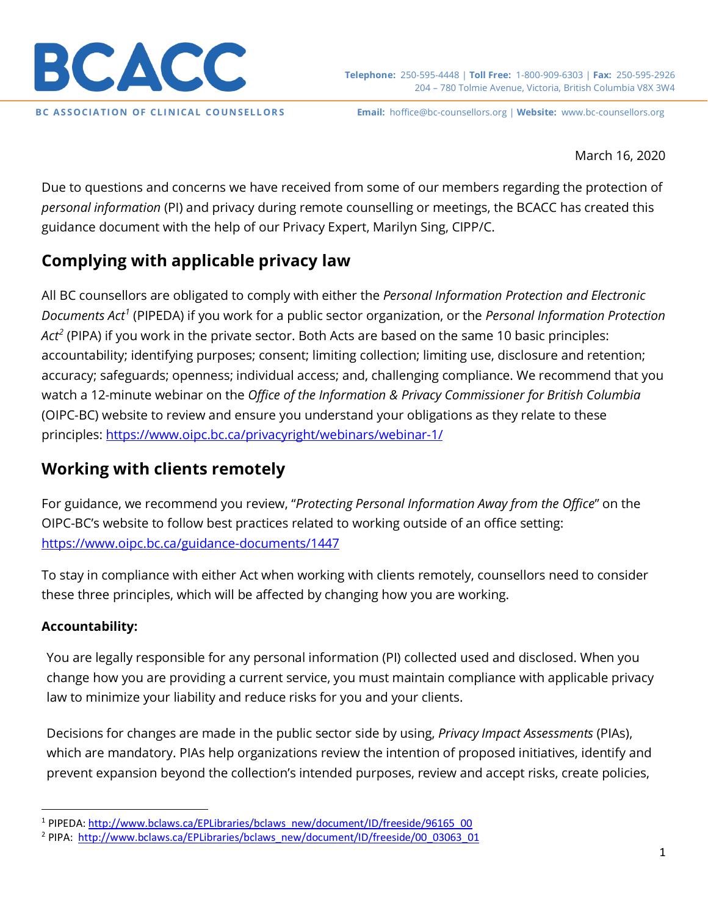# BCACC

**BC ASSOCIATION OF CLINICAL COUNSELLORS**

**Telephone:** 250-595-4448 | **Toll Free:** 1-800-909-6303 | **Fax:** 250-595-2926
204 – 780 Tolmie Avenue, Victoria, British Columbia V8X 3W4

**Email:** hoffice@bc-counsellors.org | **Website:** www.bc-counsellors.org

March 16, 2020

Due to questions and concerns we have received from some of our members regarding the protection of *personal information* (PI) and privacy during remote counselling or meetings, the BCACC has created this guidance document with the help of our Privacy Expert, Marilyn Sing, CIPP/C.

## Complying with applicable privacy law

All BC counsellors are obligated to comply with either the *Personal Information Protection and Electronic Documents Act*[1] (PIPEDA) if you work for a public sector organization, or the *Personal Information Protection Act*[2] (PIPA) if you work in the private sector. Both Acts are based on the same 10 basic principles: accountability; identifying purposes; consent; limiting collection; limiting use, disclosure and retention; accuracy; safeguards; openness; individual access; and, challenging compliance. We recommend that you watch a 12-minute webinar on the *Office of the Information & Privacy Commissioner for British Columbia* (OIPC-BC) website to review and ensure you understand your obligations as they relate to these principles: https://www.oipc.bc.ca/privacyright/webinars/webinar-1/

## Working with clients remotely

For guidance, we recommend you review, "*Protecting Personal Information Away from the Office*" on the OIPC-BC's website to follow best practices related to working outside of an office setting: https://www.oipc.bc.ca/guidance-documents/1447

To stay in compliance with either Act when working with clients remotely, counsellors need to consider these three principles, which will be affected by changing how you are working.

### Accountability:

You are legally responsible for any personal information (PI) collected used and disclosed. When you change how you are providing a current service, you must maintain compliance with applicable privacy law to minimize your liability and reduce risks for you and your clients.

Decisions for changes are made in the public sector side by using, *Privacy Impact Assessments* (PIAs), which are mandatory. PIAs help organizations review the intention of proposed initiatives, identify and prevent expansion beyond the collection's intended purposes, review and accept risks, create policies,

---

[1] PIPEDA: http://www.bclaws.ca/EPLibraries/bclaws_new/document/ID/freeside/96165_00

[2] PIPA: http://www.bclaws.ca/EPLibraries/bclaws_new/document/ID/freeside/00_03063_01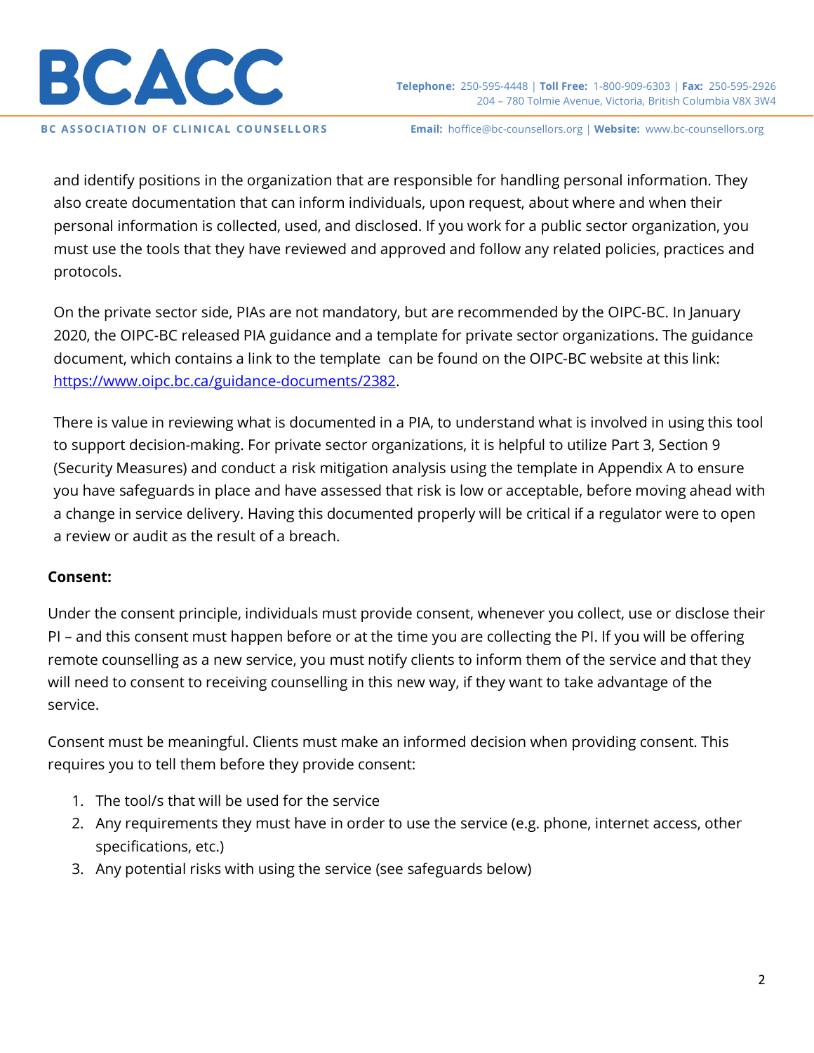and identify positions in the organization that are responsible for handling personal information. They also create documentation that can inform individuals, upon request, about where and when their personal information is collected, used, and disclosed. If you work for a public sector organization, you must use the tools that they have reviewed and approved and follow any related policies, practices and protocols.

On the private sector side, PIAs are not mandatory, but are recommended by the OIPC-BC. In January 2020, the OIPC-BC released PIA guidance and a template for private sector organizations. The guidance document, which contains a link to the template can be found on the OIPC-BC website at this link: [https://www.oipc.bc.ca/guidance-documents/2382](https://www.oipc.bc.ca/guidance-documents/2382).

There is value in reviewing what is documented in a PIA, to understand what is involved in using this tool to support decision-making. For private sector organizations, it is helpful to utilize Part 3, Section 9 (Security Measures) and conduct a risk mitigation analysis using the template in Appendix A to ensure you have safeguards in place and have assessed that risk is low or acceptable, before moving ahead with a change in service delivery. Having this documented properly will be critical if a regulator were to open a review or audit as the result of a breach.

**Consent:**

Under the consent principle, individuals must provide consent, whenever you collect, use or disclose their PI – and this consent must happen before or at the time you are collecting the PI. If you will be offering remote counselling as a new service, you must notify clients to inform them of the service and that they will need to consent to receiving counselling in this new way, if they want to take advantage of the service.

Consent must be meaningful. Clients must make an informed decision when providing consent. This requires you to tell them before they provide consent:

1. The tool/s that will be used for the service
2. Any requirements they must have in order to use the service (e.g. phone, internet access, other specifications, etc.)
3. Any potential risks with using the service (see safeguards below)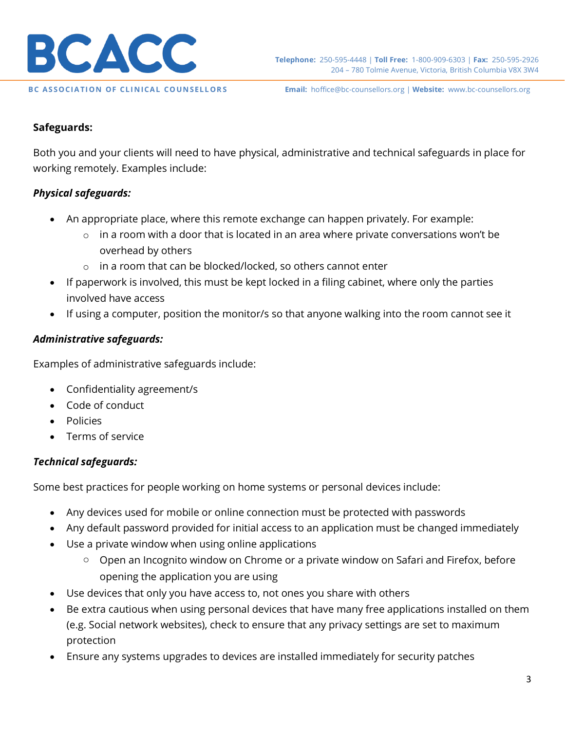**Safeguards:**

Both you and your clients will need to have physical, administrative and technical safeguards in place for working remotely. Examples include:

***Physical safeguards:***

- An appropriate place, where this remote exchange can happen privately. For example:
  - in a room with a door that is located in an area where private conversations won't be overhead by others
  - in a room that can be blocked/locked, so others cannot enter
- If paperwork is involved, this must be kept locked in a filing cabinet, where only the parties involved have access
- If using a computer, position the monitor/s so that anyone walking into the room cannot see it

***Administrative safeguards:***

Examples of administrative safeguards include:

- Confidentiality agreement/s
- Code of conduct
- Policies
- Terms of service

***Technical safeguards:***

Some best practices for people working on home systems or personal devices include:

- Any devices used for mobile or online connection must be protected with passwords
- Any default password provided for initial access to an application must be changed immediately
- Use a private window when using online applications
  - Open an Incognito window on Chrome or a private window on Safari and Firefox, before opening the application you are using
- Use devices that only you have access to, not ones you share with others
- Be extra cautious when using personal devices that have many free applications installed on them (e.g. Social network websites), check to ensure that any privacy settings are set to maximum protection
- Ensure any systems upgrades to devices are installed immediately for security patches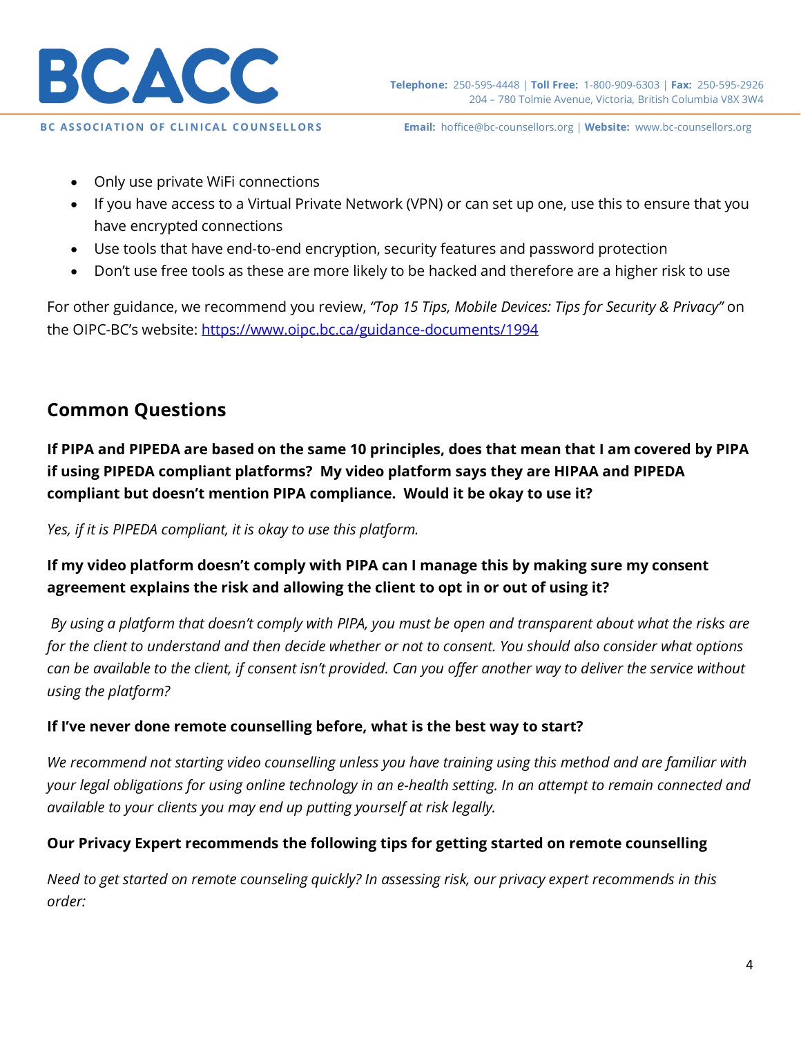- Only use private WiFi connections
- If you have access to a Virtual Private Network (VPN) or can set up one, use this to ensure that you have encrypted connections
- Use tools that have end-to-end encryption, security features and password protection
- Don't use free tools as these are more likely to be hacked and therefore are a higher risk to use

For other guidance, we recommend you review, *"Top 15 Tips, Mobile Devices: Tips for Security & Privacy"* on the OIPC-BC's website: [https://www.oipc.bc.ca/guidance-documents/1994](https://www.oipc.bc.ca/guidance-documents/1994)

## Common Questions

**If PIPA and PIPEDA are based on the same 10 principles, does that mean that I am covered by PIPA if using PIPEDA compliant platforms? My video platform says they are HIPAA and PIPEDA compliant but doesn't mention PIPA compliance. Would it be okay to use it?**

*Yes, if it is PIPEDA compliant, it is okay to use this platform.*

**If my video platform doesn't comply with PIPA can I manage this by making sure my consent agreement explains the risk and allowing the client to opt in or out of using it?**

*By using a platform that doesn't comply with PIPA, you must be open and transparent about what the risks are for the client to understand and then decide whether or not to consent. You should also consider what options can be available to the client, if consent isn't provided. Can you offer another way to deliver the service without using the platform?*

**If I've never done remote counselling before, what is the best way to start?**

*We recommend not starting video counselling unless you have training using this method and are familiar with your legal obligations for using online technology in an e-health setting. In an attempt to remain connected and available to your clients you may end up putting yourself at risk legally.*

**Our Privacy Expert recommends the following tips for getting started on remote counselling**

*Need to get started on remote counseling quickly? In assessing risk, our privacy expert recommends in this order:*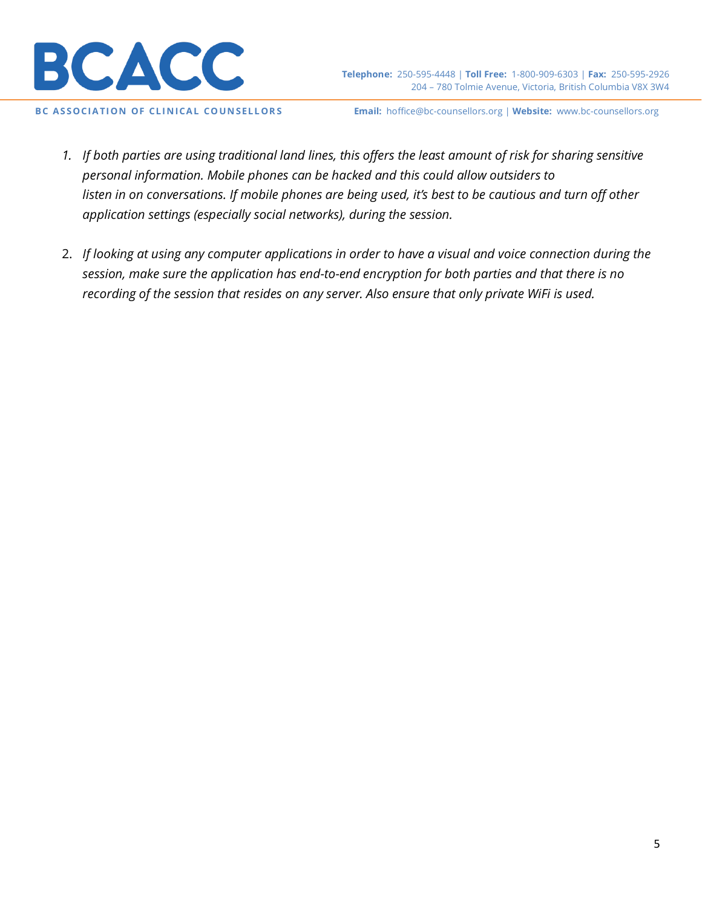1. *If both parties are using traditional land lines, this offers the least amount of risk for sharing sensitive personal information. Mobile phones can be hacked and this could allow outsiders to listen in on conversations. If mobile phones are being used, it's best to be cautious and turn off other application settings (especially social networks), during the session.*

2. *If looking at using any computer applications in order to have a visual and voice connection during the session, make sure the application has end-to-end encryption for both parties and that there is no recording of the session that resides on any server. Also ensure that only private WiFi is used.*